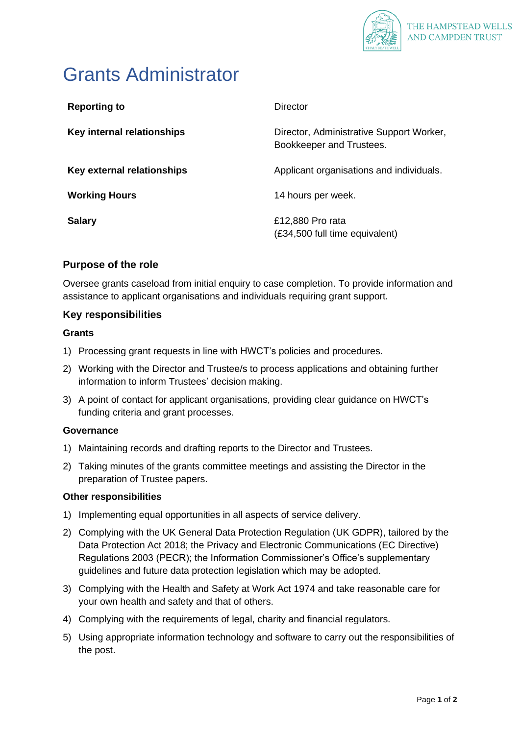THE HAMPSTEAD WELLS AND CAMPDEN TRUST

# Grants Administrator

| | |
|---|---|
| **Reporting to** | Director |
| **Key internal relationships** | Director, Administrative Support Worker, Bookkeeper and Trustees. |
| **Key external relationships** | Applicant organisations and individuals. |
| **Working Hours** | 14 hours per week. |
| **Salary** | £12,880 Pro rata<br>(£34,500 full time equivalent) |

## Purpose of the role

Oversee grants caseload from initial enquiry to case completion. To provide information and assistance to applicant organisations and individuals requiring grant support.

## Key responsibilities

### Grants

1) Processing grant requests in line with HWCT's policies and procedures.
2) Working with the Director and Trustee/s to process applications and obtaining further information to inform Trustees' decision making.
3) A point of contact for applicant organisations, providing clear guidance on HWCT's funding criteria and grant processes.

### Governance

1) Maintaining records and drafting reports to the Director and Trustees.
2) Taking minutes of the grants committee meetings and assisting the Director in the preparation of Trustee papers.

### Other responsibilities

1) Implementing equal opportunities in all aspects of service delivery.
2) Complying with the UK General Data Protection Regulation (UK GDPR), tailored by the Data Protection Act 2018; the Privacy and Electronic Communications (EC Directive) Regulations 2003 (PECR); the Information Commissioner's Office's supplementary guidelines and future data protection legislation which may be adopted.
3) Complying with the Health and Safety at Work Act 1974 and take reasonable care for your own health and safety and that of others.
4) Complying with the requirements of legal, charity and financial regulators.
5) Using appropriate information technology and software to carry out the responsibilities of the post.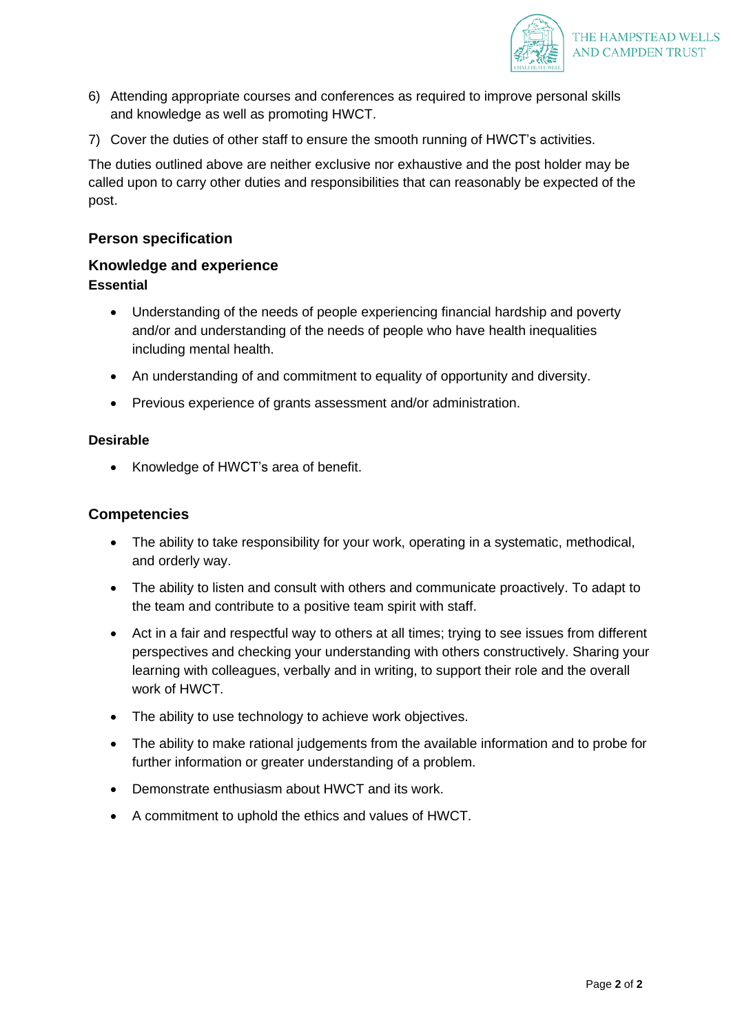6) Attending appropriate courses and conferences as required to improve personal skills and knowledge as well as promoting HWCT.
7) Cover the duties of other staff to ensure the smooth running of HWCT's activities.

The duties outlined above are neither exclusive nor exhaustive and the post holder may be called upon to carry other duties and responsibilities that can reasonably be expected of the post.

## Person specification

### Knowledge and experience

**Essential**

- Understanding of the needs of people experiencing financial hardship and poverty and/or and understanding of the needs of people who have health inequalities including mental health.
- An understanding of and commitment to equality of opportunity and diversity.
- Previous experience of grants assessment and/or administration.

**Desirable**

- Knowledge of HWCT's area of benefit.

## Competencies

- The ability to take responsibility for your work, operating in a systematic, methodical, and orderly way.
- The ability to listen and consult with others and communicate proactively. To adapt to the team and contribute to a positive team spirit with staff.
- Act in a fair and respectful way to others at all times; trying to see issues from different perspectives and checking your understanding with others constructively. Sharing your learning with colleagues, verbally and in writing, to support their role and the overall work of HWCT.
- The ability to use technology to achieve work objectives.
- The ability to make rational judgements from the available information and to probe for further information or greater understanding of a problem.
- Demonstrate enthusiasm about HWCT and its work.
- A commitment to uphold the ethics and values of HWCT.